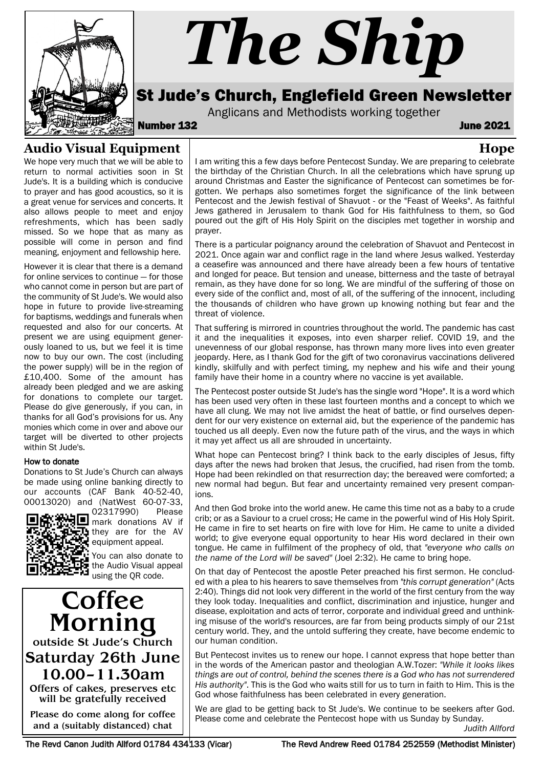# The Ship

## St Jude's Church, Englefield Green Newsletter

Anglicans and Methodists working together

**Number 132** **June 2021**

## Audio Visual Equipment

We hope very much that we will be able to return to normal activities soon in St Jude's. It is a building which is conducive to prayer and has good acoustics, so it is a great venue for services and concerts. It also allows people to meet and enjoy refreshments, which has been sadly missed. So we hope that as many as possible will come in person and find meaning, enjoyment and fellowship here.

However it is clear that there is a demand for online services to continue — for those who cannot come in person but are part of the community of St Jude's. We would also hope in future to provide live-streaming for baptisms, weddings and funerals when requested and also for our concerts. At present we are using equipment generously loaned to us, but we feel it is time now to buy our own. The cost (including the power supply) will be in the region of £10,400. Some of the amount has already been pledged and we are asking for donations to complete our target. Please do give generously, if you can, in thanks for all God's provisions for us. Any monies which come in over and above our target will be diverted to other projects within St Jude's.

**How to donate**

Donations to St Jude's Church can always be made using online banking directly to our accounts (CAF Bank 40-52-40, 00013020) and (NatWest 60-07-33, 02317990) Please mark donations AV if they are for the AV equipment appeal.

You can also donate to the Audio Visual appeal using the QR code.

## Coffee Morning

**outside St Jude's Church**

**Saturday 26th June**

**10.00–11.30am**

**Offers of cakes, preserves etc will be gratefully received**

**Please do come along for coffee and a (suitably distanced) chat**

## Hope

I am writing this a few days before Pentecost Sunday. We are preparing to celebrate the birthday of the Christian Church. In all the celebrations which have sprung up around Christmas and Easter the significance of Pentecost can sometimes be forgotten. We perhaps also sometimes forget the significance of the link between Pentecost and the Jewish festival of Shavuot - or the "Feast of Weeks". As faithful Jews gathered in Jerusalem to thank God for His faithfulness to them, so God poured out the gift of His Holy Spirit on the disciples met together in worship and prayer.

There is a particular poignancy around the celebration of Shavuot and Pentecost in 2021. Once again war and conflict rage in the land where Jesus walked. Yesterday a ceasefire was announced and there have already been a few hours of tentative and longed for peace. But tension and unease, bitterness and the taste of betrayal remain, as they have done for so long. We are mindful of the suffering of those on every side of the conflict and, most of all, of the suffering of the innocent, including the thousands of children who have grown up knowing nothing but fear and the threat of violence.

That suffering is mirrored in countries throughout the world. The pandemic has cast it and the inequalities it exposes, into even sharper relief. COVID 19, and the unevenness of our global response, has thrown many more lives into even greater jeopardy. Here, as I thank God for the gift of two coronavirus vaccinations delivered kindly, skilfully and with perfect timing, my nephew and his wife and their young family have their home in a country where no vaccine is yet available.

The Pentecost poster outside St Jude's has the single word "Hope". It is a word which has been used very often in these last fourteen months and a concept to which we have all clung. We may not live amidst the heat of battle, or find ourselves dependent for our very existence on external aid, but the experience of the pandemic has touched us all deeply. Even now the future path of the virus, and the ways in which it may yet affect us all are shrouded in uncertainty.

What hope can Pentecost bring? I think back to the early disciples of Jesus, fifty days after the news had broken that Jesus, the crucified, had risen from the tomb. Hope had been rekindled on that resurrection day; the bereaved were comforted; a new normal had begun. But fear and uncertainty remained very present companions.

And then God broke into the world anew. He came this time not as a baby to a crude crib; or as a Saviour to a cruel cross; He came in the powerful wind of His Holy Spirit. He came in fire to set hearts on fire with love for Him. He came to unite a divided world; to give everyone equal opportunity to hear His word declared in their own tongue. He came in fulfilment of the prophecy of old, that *"everyone who calls on the name of the Lord will be saved"* (Joel 2:32). He came to bring hope.

On that day of Pentecost the apostle Peter preached his first sermon. He concluded with a plea to his hearers to save themselves from *"this corrupt generation"* (Acts 2:40). Things did not look very different in the world of the first century from the way they look today. Inequalities and conflict, discrimination and injustice, hunger and disease, exploitation and acts of terror, corporate and individual greed and unthinking misuse of the world's resources, are far from being products simply of our 21st century world. They, and the untold suffering they create, have become endemic to our human condition.

But Pentecost invites us to renew our hope. I cannot express that hope better than in the words of the American pastor and theologian A.W.Tozer: *"While it looks likes things are out of control, behind the scenes there is a God who has not surrendered His authority"*. This is the God who waits still for us to turn in faith to Him. This is the God whose faithfulness has been celebrated in every generation.

We are glad to be getting back to St Jude's. We continue to be seekers after God. Please come and celebrate the Pentecost hope with us Sunday by Sunday.

*Judith Allford*

The Revd Canon Judith Allford 01784 434133 (Vicar) The Revd Andrew Reed 01784 252559 (Methodist Minister)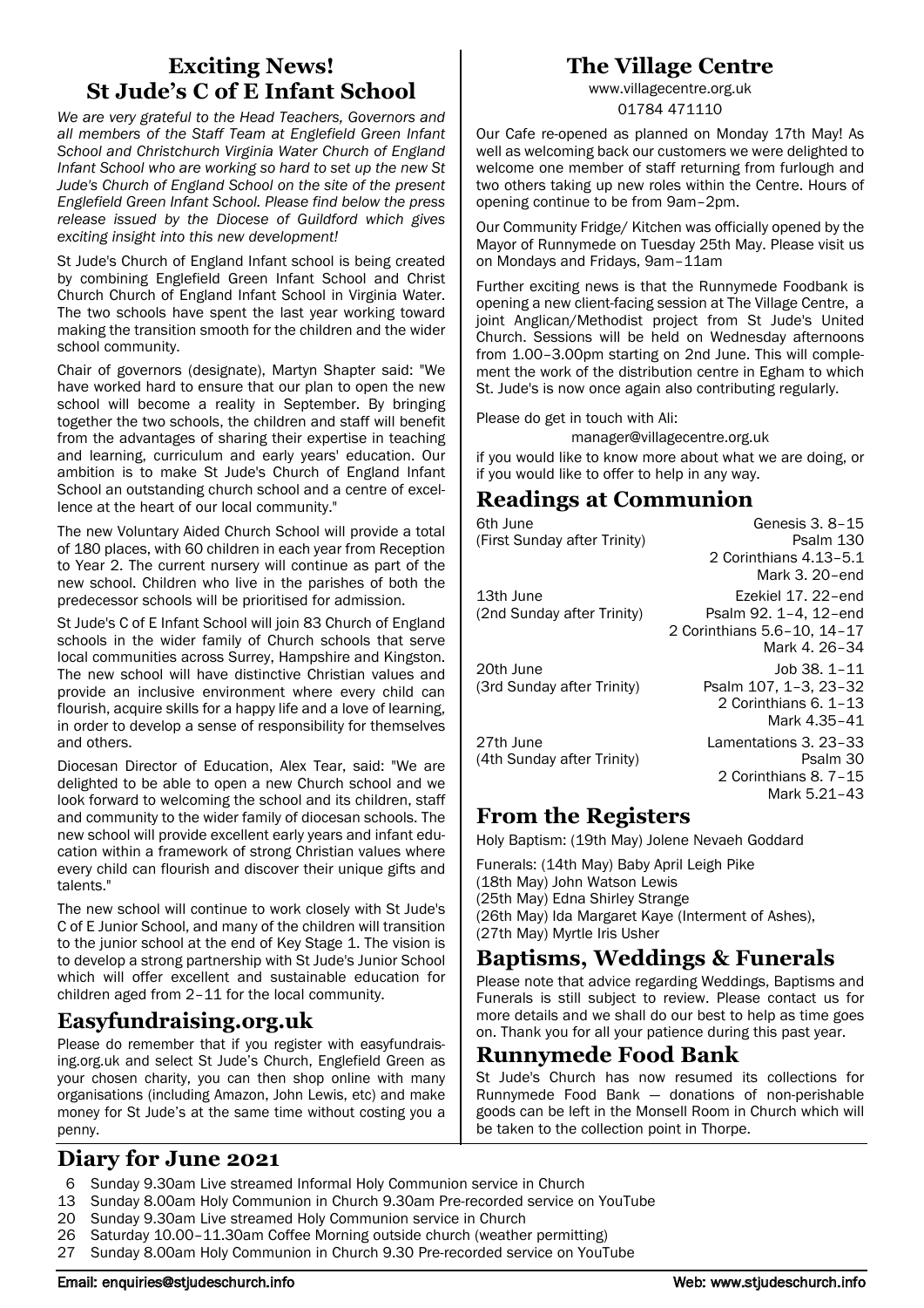## Exciting News! St Jude's C of E Infant School

*We are very grateful to the Head Teachers, Governors and all members of the Staff Team at Englefield Green Infant School and Christchurch Virginia Water Church of England Infant School who are working so hard to set up the new St Jude's Church of England School on the site of the present Englefield Green Infant School. Please find below the press release issued by the Diocese of Guildford which gives exciting insight into this new development!*

St Jude's Church of England Infant school is being created by combining Englefield Green Infant School and Christ Church Church of England Infant School in Virginia Water. The two schools have spent the last year working toward making the transition smooth for the children and the wider school community.

Chair of governors (designate), Martyn Shapter said: "We have worked hard to ensure that our plan to open the new school will become a reality in September. By bringing together the two schools, the children and staff will benefit from the advantages of sharing their expertise in teaching and learning, curriculum and early years' education. Our ambition is to make St Jude's Church of England Infant School an outstanding church school and a centre of excellence at the heart of our local community."

The new Voluntary Aided Church School will provide a total of 180 places, with 60 children in each year from Reception to Year 2. The current nursery will continue as part of the new school. Children who live in the parishes of both the predecessor schools will be prioritised for admission.

St Jude's C of E Infant School will join 83 Church of England schools in the wider family of Church schools that serve local communities across Surrey, Hampshire and Kingston. The new school will have distinctive Christian values and provide an inclusive environment where every child can flourish, acquire skills for a happy life and a love of learning, in order to develop a sense of responsibility for themselves and others.

Diocesan Director of Education, Alex Tear, said: "We are delighted to be able to open a new Church school and we look forward to welcoming the school and its children, staff and community to the wider family of diocesan schools. The new school will provide excellent early years and infant education within a framework of strong Christian values where every child can flourish and discover their unique gifts and talents."

The new school will continue to work closely with St Jude's C of E Junior School, and many of the children will transition to the junior school at the end of Key Stage 1. The vision is to develop a strong partnership with St Jude's Junior School which will offer excellent and sustainable education for children aged from 2–11 for the local community.

## Easyfundraising.org.uk

Please do remember that if you register with easyfundraising.org.uk and select St Jude's Church, Englefield Green as your chosen charity, you can then shop online with many organisations (including Amazon, John Lewis, etc) and make money for St Jude's at the same time without costing you a penny.

## The Village Centre

www.villagecentre.org.uk
01784 471110

Our Cafe re-opened as planned on Monday 17th May! As well as welcoming back our customers we were delighted to welcome one member of staff returning from furlough and two others taking up new roles within the Centre. Hours of opening continue to be from 9am–2pm.

Our Community Fridge/ Kitchen was officially opened by the Mayor of Runnymede on Tuesday 25th May. Please visit us on Mondays and Fridays, 9am–11am

Further exciting news is that the Runnymede Foodbank is opening a new client-facing session at The Village Centre, a joint Anglican/Methodist project from St Jude's United Church. Sessions will be held on Wednesday afternoons from 1.00–3.00pm starting on 2nd June. This will complement the work of the distribution centre in Egham to which St. Jude's is now once again also contributing regularly.

Please do get in touch with Ali:

manager@villagecentre.org.uk

if you would like to know more about what we are doing, or if you would like to offer to help in any way.

## Readings at Communion

| | |
|---|---|
| 6th June (First Sunday after Trinity) | Genesis 3. 8–15<br>Psalm 130<br>2 Corinthians 4.13–5.1<br>Mark 3. 20–end |
| 13th June (2nd Sunday after Trinity) | Ezekiel 17. 22–end<br>Psalm 92. 1–4, 12–end<br>2 Corinthians 5.6–10, 14–17<br>Mark 4. 26–34 |
| 20th June (3rd Sunday after Trinity) | Job 38. 1–11<br>Psalm 107, 1–3, 23–32<br>2 Corinthians 6. 1–13<br>Mark 4.35–41 |
| 27th June (4th Sunday after Trinity) | Lamentations 3. 23–33<br>Psalm 30<br>2 Corinthians 8. 7–15<br>Mark 5.21–43 |

## From the Registers

Holy Baptism: (19th May) Jolene Nevaeh Goddard

Funerals: (14th May) Baby April Leigh Pike
(18th May) John Watson Lewis
(25th May) Edna Shirley Strange
(26th May) Ida Margaret Kaye (Interment of Ashes),
(27th May) Myrtle Iris Usher

## Baptisms, Weddings & Funerals

Please note that advice regarding Weddings, Baptisms and Funerals is still subject to review. Please contact us for more details and we shall do our best to help as time goes on. Thank you for all your patience during this past year.

## Runnymede Food Bank

St Jude's Church has now resumed its collections for Runnymede Food Bank — donations of non-perishable goods can be left in the Monsell Room in Church which will be taken to the collection point in Thorpe.

## Diary for June 2021

- 6 Sunday 9.30am Live streamed Informal Holy Communion service in Church
- 13 Sunday 8.00am Holy Communion in Church 9.30am Pre-recorded service on YouTube
- 20 Sunday 9.30am Live streamed Holy Communion service in Church
- 26 Saturday 10.00–11.30am Coffee Morning outside church (weather permitting)
- 27 Sunday 8.00am Holy Communion in Church 9.30 Pre-recorded service on YouTube

Email: enquiries@stjudeschurch.info Web: www.stjudeschurch.info